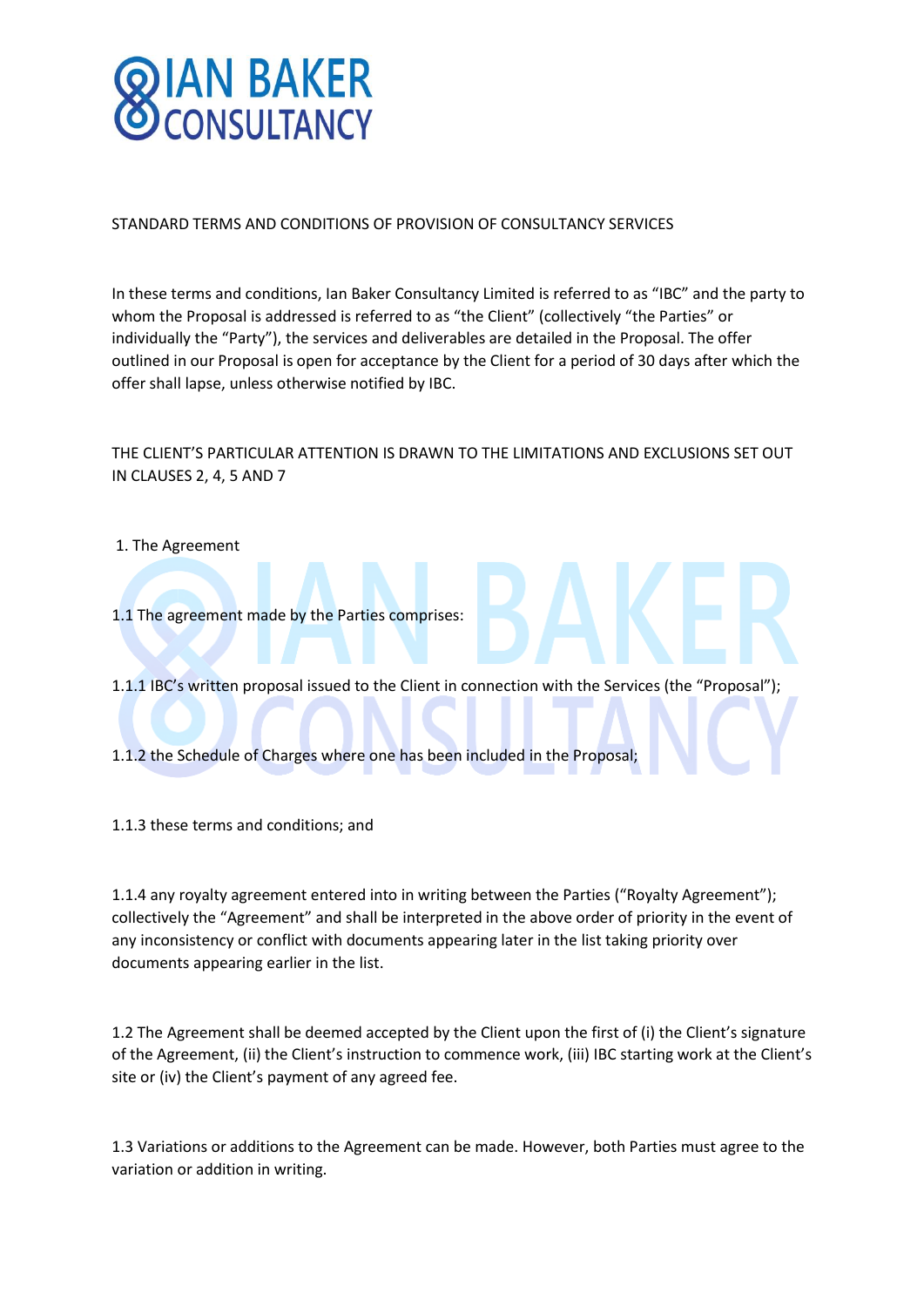# IAN BAKER CONSULTANCY

STANDARD TERMS AND CONDITIONS OF PROVISION OF CONSULTANCY SERVICES

In these terms and conditions, Ian Baker Consultancy Limited is referred to as "IBC" and the party to whom the Proposal is addressed is referred to as "the Client" (collectively "the Parties" or individually the "Party"), the services and deliverables are detailed in the Proposal. The offer outlined in our Proposal is open for acceptance by the Client for a period of 30 days after which the offer shall lapse, unless otherwise notified by IBC.

THE CLIENT'S PARTICULAR ATTENTION IS DRAWN TO THE LIMITATIONS AND EXCLUSIONS SET OUT IN CLAUSES 2, 4, 5 AND 7

1. The Agreement

1.1 The agreement made by the Parties comprises:

1.1.1 IBC's written proposal issued to the Client in connection with the Services (the "Proposal");

1.1.2 the Schedule of Charges where one has been included in the Proposal;

1.1.3 these terms and conditions; and

1.1.4 any royalty agreement entered into in writing between the Parties ("Royalty Agreement"); collectively the "Agreement" and shall be interpreted in the above order of priority in the event of any inconsistency or conflict with documents appearing later in the list taking priority over documents appearing earlier in the list.

1.2 The Agreement shall be deemed accepted by the Client upon the first of (i) the Client's signature of the Agreement, (ii) the Client's instruction to commence work, (iii) IBC starting work at the Client's site or (iv) the Client's payment of any agreed fee.

1.3 Variations or additions to the Agreement can be made. However, both Parties must agree to the variation or addition in writing.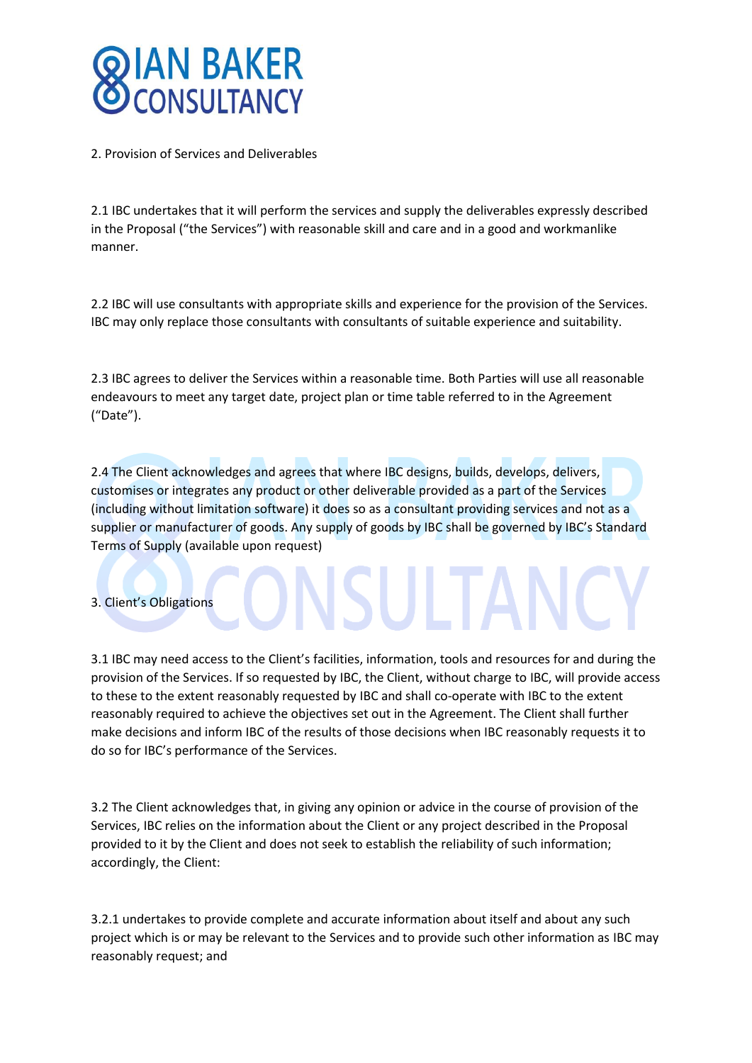## 2. Provision of Services and Deliverables

2.1 IBC undertakes that it will perform the services and supply the deliverables expressly described in the Proposal ("the Services") with reasonable skill and care and in a good and workmanlike manner.

2.2 IBC will use consultants with appropriate skills and experience for the provision of the Services. IBC may only replace those consultants with consultants of suitable experience and suitability.

2.3 IBC agrees to deliver the Services within a reasonable time. Both Parties will use all reasonable endeavours to meet any target date, project plan or time table referred to in the Agreement ("Date").

2.4 The Client acknowledges and agrees that where IBC designs, builds, develops, delivers, customises or integrates any product or other deliverable provided as a part of the Services (including without limitation software) it does so as a consultant providing services and not as a supplier or manufacturer of goods. Any supply of goods by IBC shall be governed by IBC's Standard Terms of Supply (available upon request)

## 3. Client's Obligations

3.1 IBC may need access to the Client's facilities, information, tools and resources for and during the provision of the Services. If so requested by IBC, the Client, without charge to IBC, will provide access to these to the extent reasonably requested by IBC and shall co-operate with IBC to the extent reasonably required to achieve the objectives set out in the Agreement. The Client shall further make decisions and inform IBC of the results of those decisions when IBC reasonably requests it to do so for IBC's performance of the Services.

3.2 The Client acknowledges that, in giving any opinion or advice in the course of provision of the Services, IBC relies on the information about the Client or any project described in the Proposal provided to it by the Client and does not seek to establish the reliability of such information; accordingly, the Client:

3.2.1 undertakes to provide complete and accurate information about itself and about any such project which is or may be relevant to the Services and to provide such other information as IBC may reasonably request; and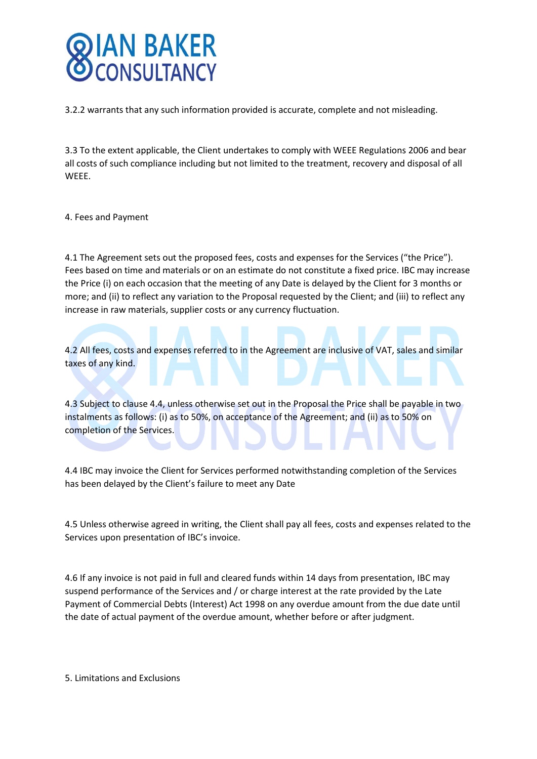3.2.2 warrants that any such information provided is accurate, complete and not misleading.

3.3 To the extent applicable, the Client undertakes to comply with WEEE Regulations 2006 and bear all costs of such compliance including but not limited to the treatment, recovery and disposal of all WEEE.

## 4. Fees and Payment

4.1 The Agreement sets out the proposed fees, costs and expenses for the Services ("the Price"). Fees based on time and materials or on an estimate do not constitute a fixed price. IBC may increase the Price (i) on each occasion that the meeting of any Date is delayed by the Client for 3 months or more; and (ii) to reflect any variation to the Proposal requested by the Client; and (iii) to reflect any increase in raw materials, supplier costs or any currency fluctuation.

4.2 All fees, costs and expenses referred to in the Agreement are inclusive of VAT, sales and similar taxes of any kind.

4.3 Subject to clause 4.4, unless otherwise set out in the Proposal the Price shall be payable in two instalments as follows: (i) as to 50%, on acceptance of the Agreement; and (ii) as to 50% on completion of the Services.

4.4 IBC may invoice the Client for Services performed notwithstanding completion of the Services has been delayed by the Client's failure to meet any Date

4.5 Unless otherwise agreed in writing, the Client shall pay all fees, costs and expenses related to the Services upon presentation of IBC's invoice.

4.6 If any invoice is not paid in full and cleared funds within 14 days from presentation, IBC may suspend performance of the Services and / or charge interest at the rate provided by the Late Payment of Commercial Debts (Interest) Act 1998 on any overdue amount from the due date until the date of actual payment of the overdue amount, whether before or after judgment.

## 5. Limitations and Exclusions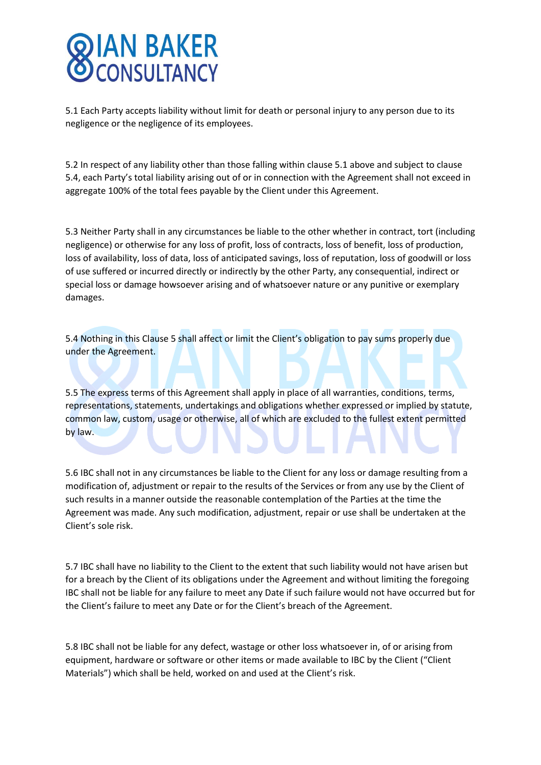5.1 Each Party accepts liability without limit for death or personal injury to any person due to its negligence or the negligence of its employees.

5.2 In respect of any liability other than those falling within clause 5.1 above and subject to clause 5.4, each Party's total liability arising out of or in connection with the Agreement shall not exceed in aggregate 100% of the total fees payable by the Client under this Agreement.

5.3 Neither Party shall in any circumstances be liable to the other whether in contract, tort (including negligence) or otherwise for any loss of profit, loss of contracts, loss of benefit, loss of production, loss of availability, loss of data, loss of anticipated savings, loss of reputation, loss of goodwill or loss of use suffered or incurred directly or indirectly by the other Party, any consequential, indirect or special loss or damage howsoever arising and of whatsoever nature or any punitive or exemplary damages.

5.4 Nothing in this Clause 5 shall affect or limit the Client's obligation to pay sums properly due under the Agreement.

5.5 The express terms of this Agreement shall apply in place of all warranties, conditions, terms, representations, statements, undertakings and obligations whether expressed or implied by statute, common law, custom, usage or otherwise, all of which are excluded to the fullest extent permitted by law.

5.6 IBC shall not in any circumstances be liable to the Client for any loss or damage resulting from a modification of, adjustment or repair to the results of the Services or from any use by the Client of such results in a manner outside the reasonable contemplation of the Parties at the time the Agreement was made. Any such modification, adjustment, repair or use shall be undertaken at the Client's sole risk.

5.7 IBC shall have no liability to the Client to the extent that such liability would not have arisen but for a breach by the Client of its obligations under the Agreement and without limiting the foregoing IBC shall not be liable for any failure to meet any Date if such failure would not have occurred but for the Client's failure to meet any Date or for the Client's breach of the Agreement.

5.8 IBC shall not be liable for any defect, wastage or other loss whatsoever in, of or arising from equipment, hardware or software or other items or made available to IBC by the Client ("Client Materials") which shall be held, worked on and used at the Client's risk.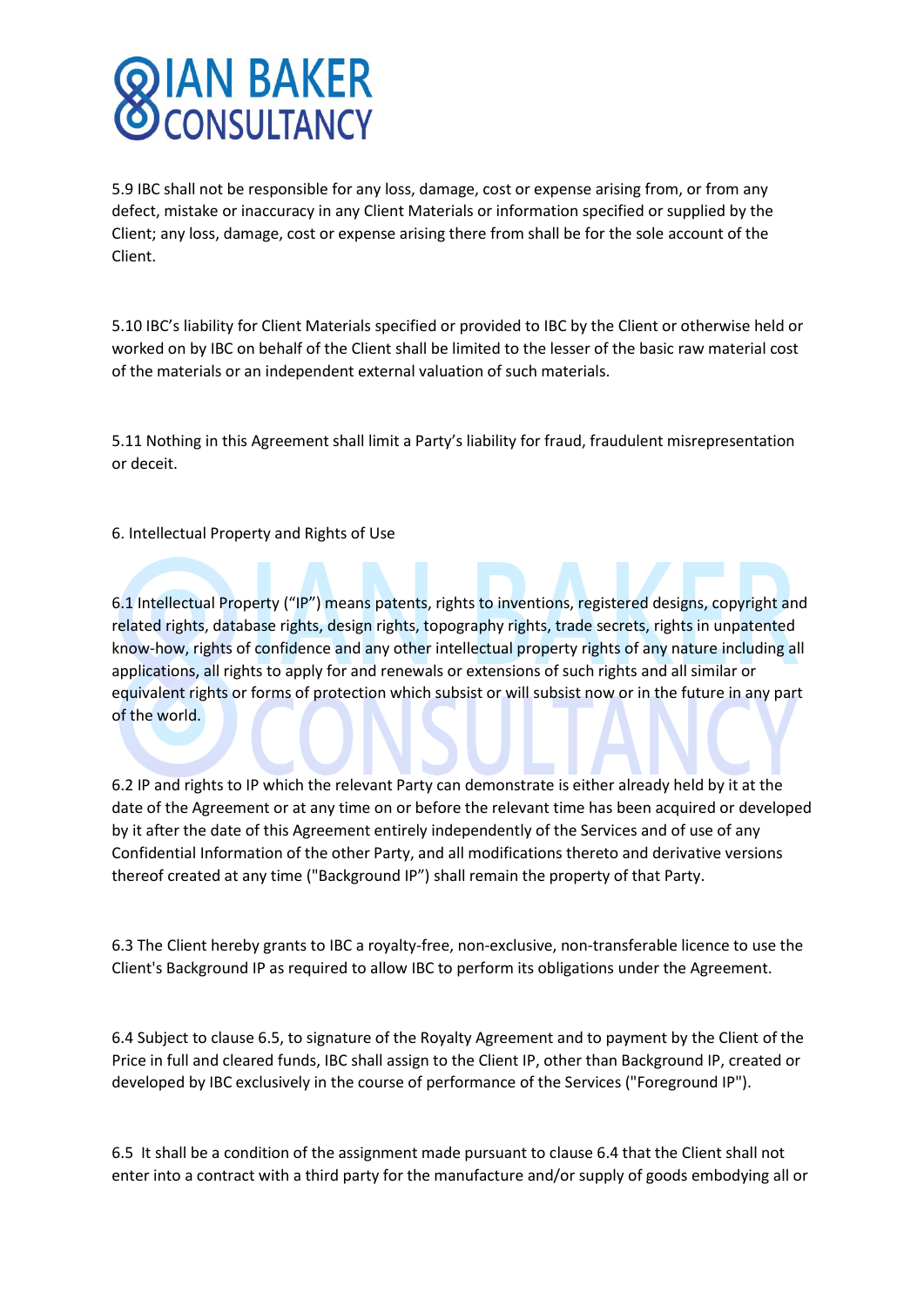5.9 IBC shall not be responsible for any loss, damage, cost or expense arising from, or from any defect, mistake or inaccuracy in any Client Materials or information specified or supplied by the Client; any loss, damage, cost or expense arising there from shall be for the sole account of the Client.

5.10 IBC's liability for Client Materials specified or provided to IBC by the Client or otherwise held or worked on by IBC on behalf of the Client shall be limited to the lesser of the basic raw material cost of the materials or an independent external valuation of such materials.

5.11 Nothing in this Agreement shall limit a Party's liability for fraud, fraudulent misrepresentation or deceit.

6. Intellectual Property and Rights of Use

6.1 Intellectual Property ("IP") means patents, rights to inventions, registered designs, copyright and related rights, database rights, design rights, topography rights, trade secrets, rights in unpatented know-how, rights of confidence and any other intellectual property rights of any nature including all applications, all rights to apply for and renewals or extensions of such rights and all similar or equivalent rights or forms of protection which subsist or will subsist now or in the future in any part of the world.

6.2 IP and rights to IP which the relevant Party can demonstrate is either already held by it at the date of the Agreement or at any time on or before the relevant time has been acquired or developed by it after the date of this Agreement entirely independently of the Services and of use of any Confidential Information of the other Party, and all modifications thereto and derivative versions thereof created at any time ("Background IP") shall remain the property of that Party.

6.3 The Client hereby grants to IBC a royalty-free, non-exclusive, non-transferable licence to use the Client's Background IP as required to allow IBC to perform its obligations under the Agreement.

6.4 Subject to clause 6.5, to signature of the Royalty Agreement and to payment by the Client of the Price in full and cleared funds, IBC shall assign to the Client IP, other than Background IP, created or developed by IBC exclusively in the course of performance of the Services ("Foreground IP").

6.5 It shall be a condition of the assignment made pursuant to clause 6.4 that the Client shall not enter into a contract with a third party for the manufacture and/or supply of goods embodying all or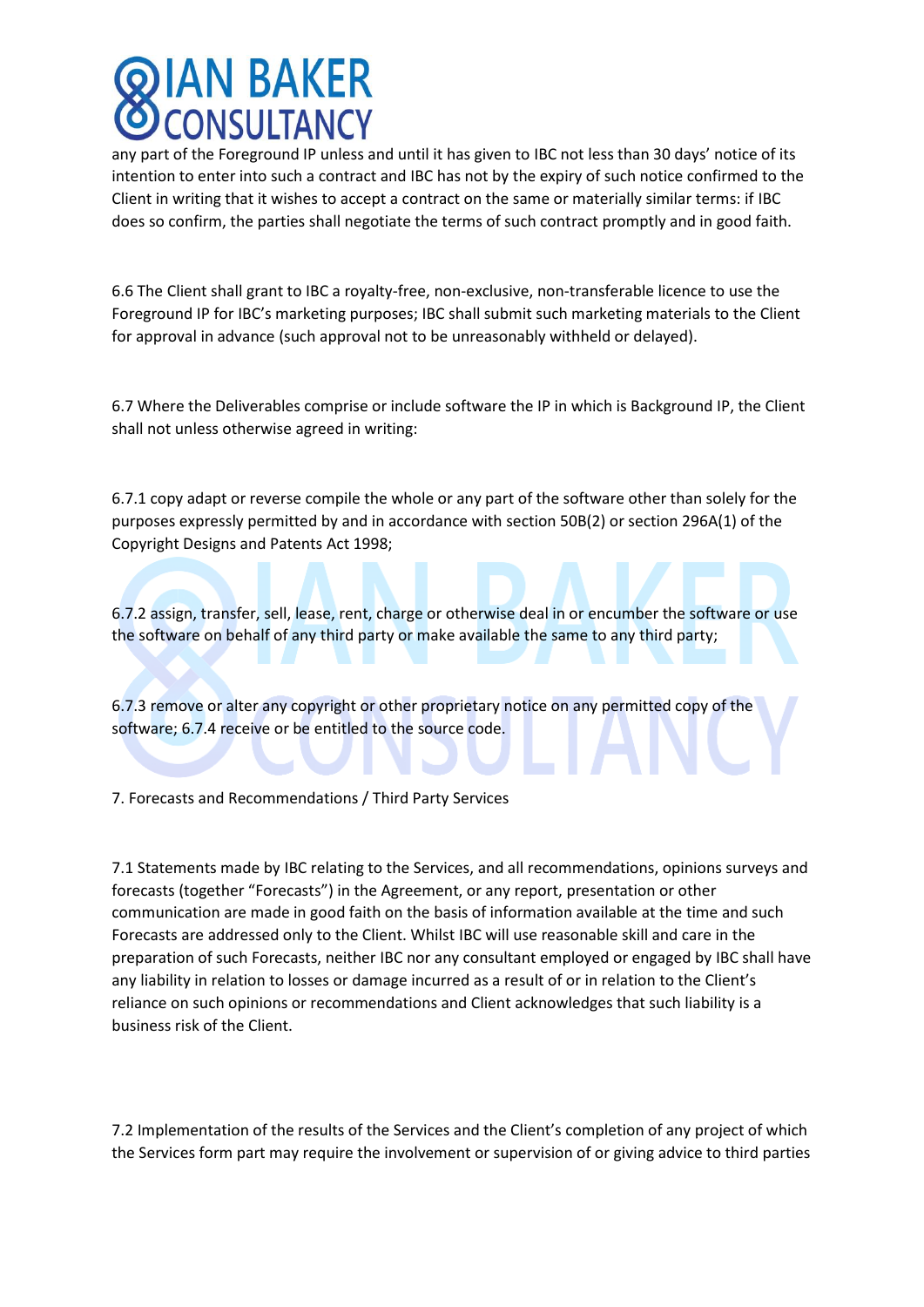any part of the Foreground IP unless and until it has given to IBC not less than 30 days' notice of its intention to enter into such a contract and IBC has not by the expiry of such notice confirmed to the Client in writing that it wishes to accept a contract on the same or materially similar terms: if IBC does so confirm, the parties shall negotiate the terms of such contract promptly and in good faith.

6.6 The Client shall grant to IBC a royalty-free, non-exclusive, non-transferable licence to use the Foreground IP for IBC's marketing purposes; IBC shall submit such marketing materials to the Client for approval in advance (such approval not to be unreasonably withheld or delayed).

6.7 Where the Deliverables comprise or include software the IP in which is Background IP, the Client shall not unless otherwise agreed in writing:

6.7.1 copy adapt or reverse compile the whole or any part of the software other than solely for the purposes expressly permitted by and in accordance with section 50B(2) or section 296A(1) of the Copyright Designs and Patents Act 1998;

6.7.2 assign, transfer, sell, lease, rent, charge or otherwise deal in or encumber the software or use the software on behalf of any third party or make available the same to any third party;

6.7.3 remove or alter any copyright or other proprietary notice on any permitted copy of the software; 6.7.4 receive or be entitled to the source code.

7. Forecasts and Recommendations / Third Party Services

7.1 Statements made by IBC relating to the Services, and all recommendations, opinions surveys and forecasts (together "Forecasts") in the Agreement, or any report, presentation or other communication are made in good faith on the basis of information available at the time and such Forecasts are addressed only to the Client. Whilst IBC will use reasonable skill and care in the preparation of such Forecasts, neither IBC nor any consultant employed or engaged by IBC shall have any liability in relation to losses or damage incurred as a result of or in relation to the Client's reliance on such opinions or recommendations and Client acknowledges that such liability is a business risk of the Client.

7.2 Implementation of the results of the Services and the Client's completion of any project of which the Services form part may require the involvement or supervision of or giving advice to third parties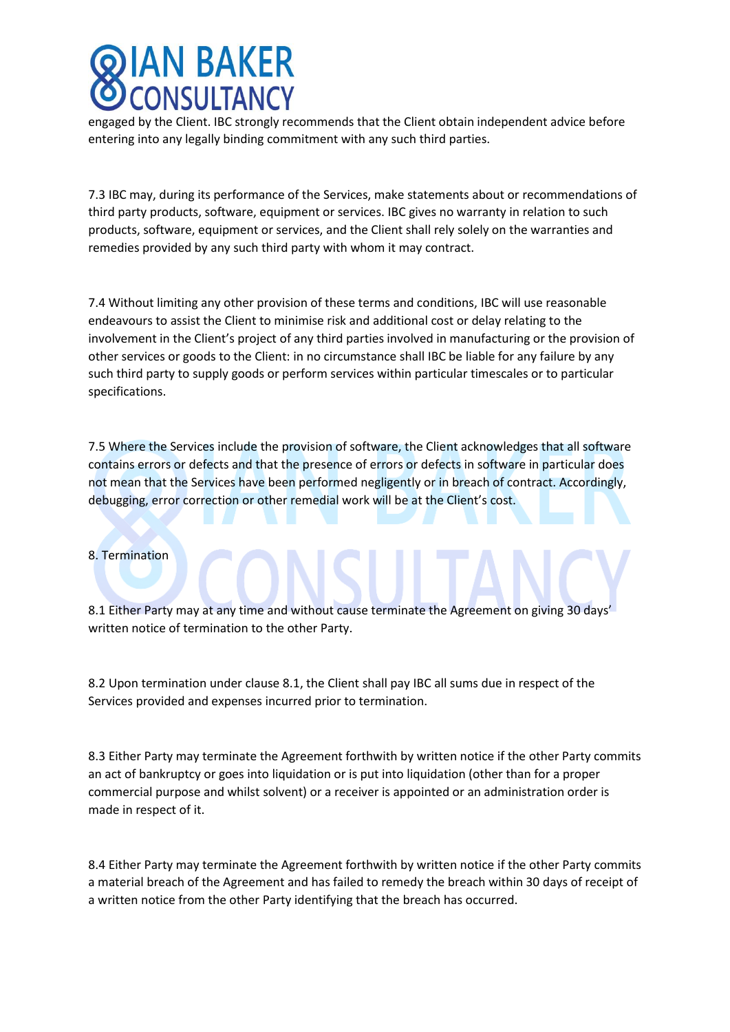engaged by the Client. IBC strongly recommends that the Client obtain independent advice before entering into any legally binding commitment with any such third parties.

7.3 IBC may, during its performance of the Services, make statements about or recommendations of third party products, software, equipment or services. IBC gives no warranty in relation to such products, software, equipment or services, and the Client shall rely solely on the warranties and remedies provided by any such third party with whom it may contract.

7.4 Without limiting any other provision of these terms and conditions, IBC will use reasonable endeavours to assist the Client to minimise risk and additional cost or delay relating to the involvement in the Client's project of any third parties involved in manufacturing or the provision of other services or goods to the Client: in no circumstance shall IBC be liable for any failure by any such third party to supply goods or perform services within particular timescales or to particular specifications.

7.5 Where the Services include the provision of software, the Client acknowledges that all software contains errors or defects and that the presence of errors or defects in software in particular does not mean that the Services have been performed negligently or in breach of contract. Accordingly, debugging, error correction or other remedial work will be at the Client's cost.

8. Termination

8.1 Either Party may at any time and without cause terminate the Agreement on giving 30 days' written notice of termination to the other Party.

8.2 Upon termination under clause 8.1, the Client shall pay IBC all sums due in respect of the Services provided and expenses incurred prior to termination.

8.3 Either Party may terminate the Agreement forthwith by written notice if the other Party commits an act of bankruptcy or goes into liquidation or is put into liquidation (other than for a proper commercial purpose and whilst solvent) or a receiver is appointed or an administration order is made in respect of it.

8.4 Either Party may terminate the Agreement forthwith by written notice if the other Party commits a material breach of the Agreement and has failed to remedy the breach within 30 days of receipt of a written notice from the other Party identifying that the breach has occurred.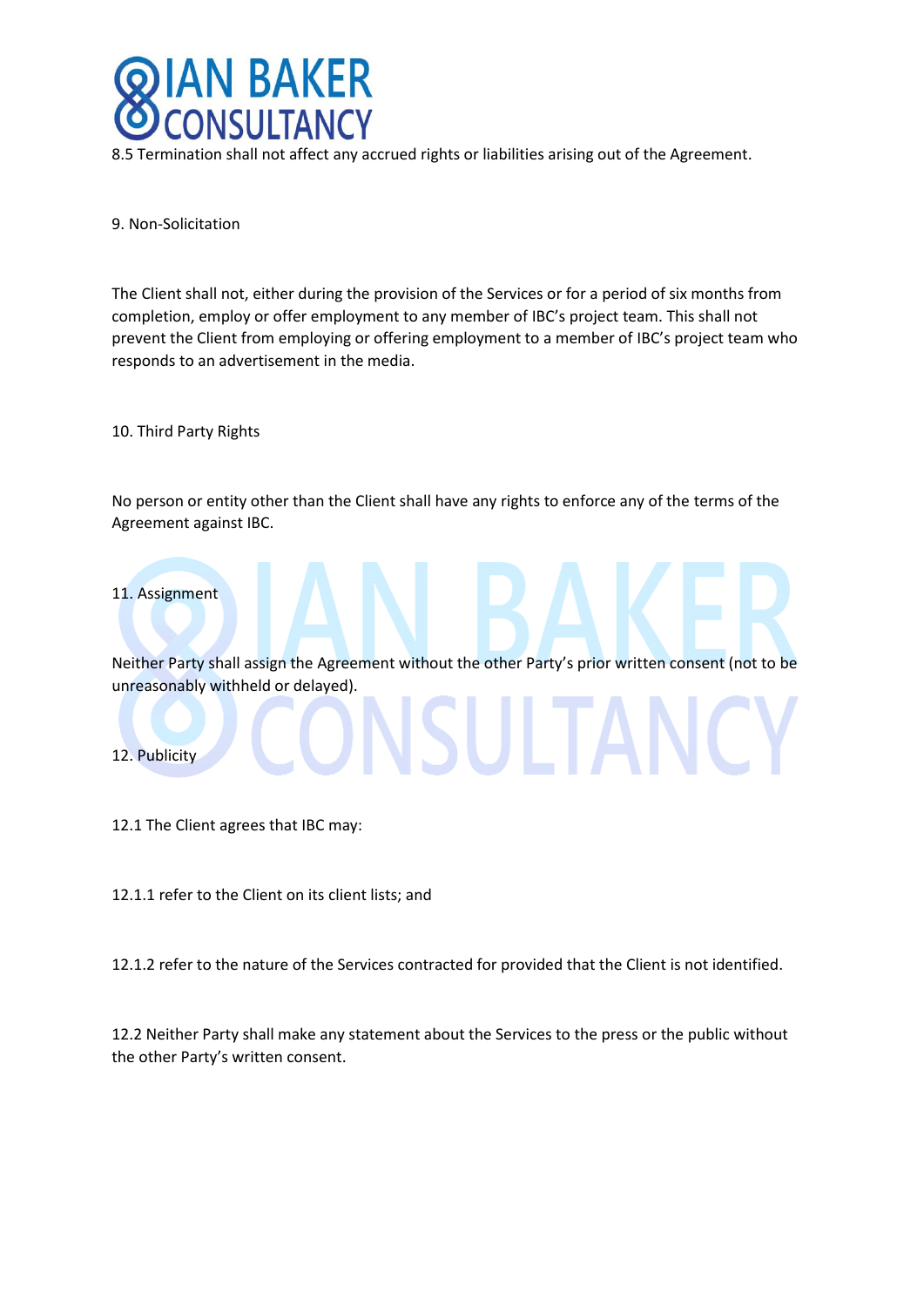8.5 Termination shall not affect any accrued rights or liabilities arising out of the Agreement.

## 9. Non-Solicitation

The Client shall not, either during the provision of the Services or for a period of six months from completion, employ or offer employment to any member of IBC's project team. This shall not prevent the Client from employing or offering employment to a member of IBC's project team who responds to an advertisement in the media.

## 10. Third Party Rights

No person or entity other than the Client shall have any rights to enforce any of the terms of the Agreement against IBC.

## 11. Assignment

Neither Party shall assign the Agreement without the other Party's prior written consent (not to be unreasonably withheld or delayed).

## 12. Publicity

12.1 The Client agrees that IBC may:

12.1.1 refer to the Client on its client lists; and

12.1.2 refer to the nature of the Services contracted for provided that the Client is not identified.

12.2 Neither Party shall make any statement about the Services to the press or the public without the other Party's written consent.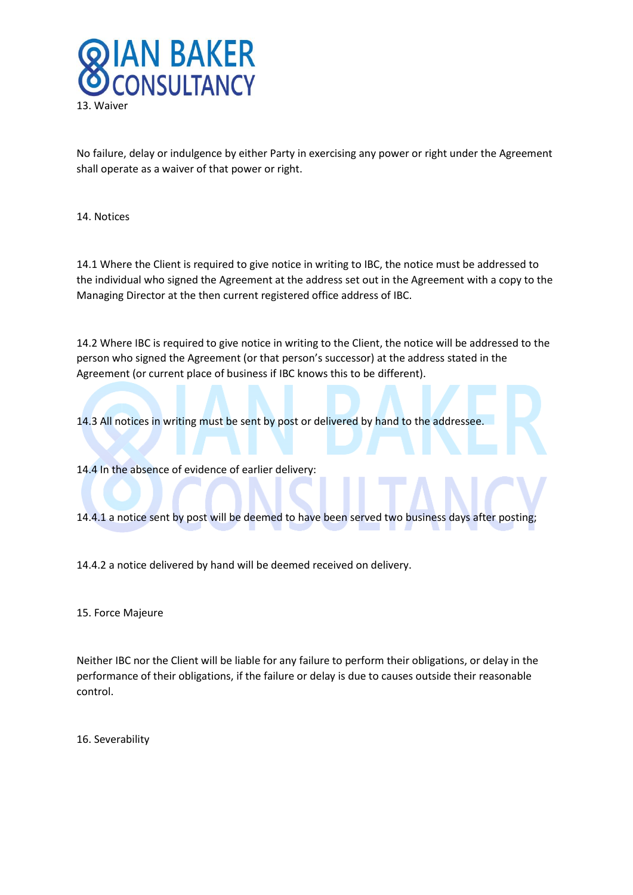## 13. Waiver

No failure, delay or indulgence by either Party in exercising any power or right under the Agreement shall operate as a waiver of that power or right.

## 14. Notices

14.1 Where the Client is required to give notice in writing to IBC, the notice must be addressed to the individual who signed the Agreement at the address set out in the Agreement with a copy to the Managing Director at the then current registered office address of IBC.

14.2 Where IBC is required to give notice in writing to the Client, the notice will be addressed to the person who signed the Agreement (or that person's successor) at the address stated in the Agreement (or current place of business if IBC knows this to be different).

14.3 All notices in writing must be sent by post or delivered by hand to the addressee.

14.4 In the absence of evidence of earlier delivery:

14.4.1 a notice sent by post will be deemed to have been served two business days after posting;

14.4.2 a notice delivered by hand will be deemed received on delivery.

## 15. Force Majeure

Neither IBC nor the Client will be liable for any failure to perform their obligations, or delay in the performance of their obligations, if the failure or delay is due to causes outside their reasonable control.

## 16. Severability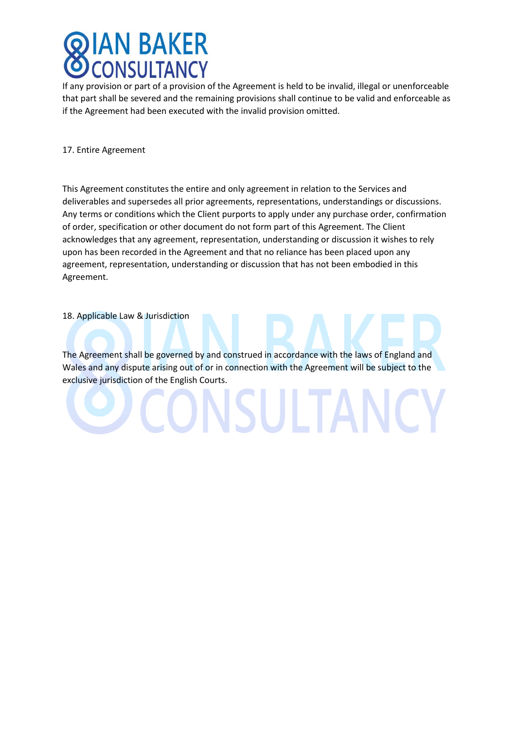If any provision or part of a provision of the Agreement is held to be invalid, illegal or unenforceable that part shall be severed and the remaining provisions shall continue to be valid and enforceable as if the Agreement had been executed with the invalid provision omitted.

17. Entire Agreement

This Agreement constitutes the entire and only agreement in relation to the Services and deliverables and supersedes all prior agreements, representations, understandings or discussions. Any terms or conditions which the Client purports to apply under any purchase order, confirmation of order, specification or other document do not form part of this Agreement. The Client acknowledges that any agreement, representation, understanding or discussion it wishes to rely upon has been recorded in the Agreement and that no reliance has been placed upon any agreement, representation, understanding or discussion that has not been embodied in this Agreement.

18. Applicable Law & Jurisdiction

The Agreement shall be governed by and construed in accordance with the laws of England and Wales and any dispute arising out of or in connection with the Agreement will be subject to the exclusive jurisdiction of the English Courts.